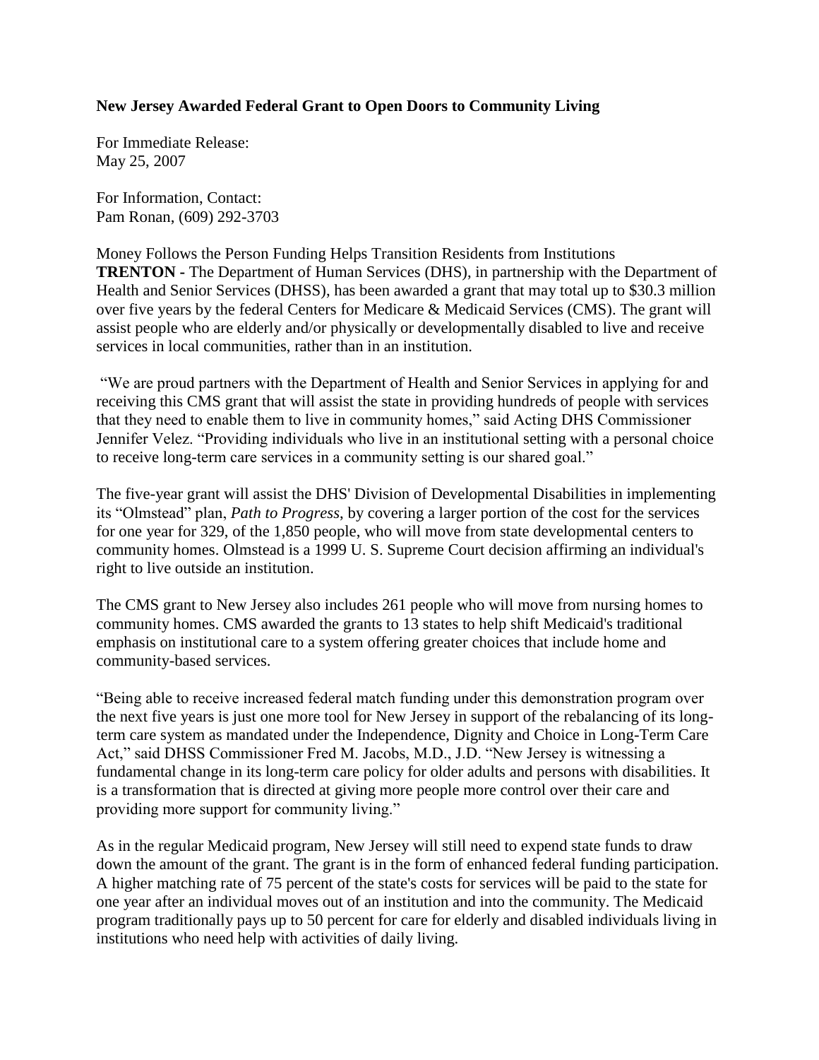**New Jersey Awarded Federal Grant to Open Doors to Community Living**

For Immediate Release:
May 25, 2007

For Information, Contact:
Pam Ronan, (609) 292-3703

Money Follows the Person Funding Helps Transition Residents from Institutions

**TRENTON -** The Department of Human Services (DHS), in partnership with the Department of Health and Senior Services (DHSS), has been awarded a grant that may total up to $30.3 million over five years by the federal Centers for Medicare & Medicaid Services (CMS). The grant will assist people who are elderly and/or physically or developmentally disabled to live and receive services in local communities, rather than in an institution.

"We are proud partners with the Department of Health and Senior Services in applying for and receiving this CMS grant that will assist the state in providing hundreds of people with services that they need to enable them to live in community homes," said Acting DHS Commissioner Jennifer Velez. "Providing individuals who live in an institutional setting with a personal choice to receive long-term care services in a community setting is our shared goal."

The five-year grant will assist the DHS' Division of Developmental Disabilities in implementing its "Olmstead" plan, *Path to Progress*, by covering a larger portion of the cost for the services for one year for 329, of the 1,850 people, who will move from state developmental centers to community homes. Olmstead is a 1999 U. S. Supreme Court decision affirming an individual's right to live outside an institution.

The CMS grant to New Jersey also includes 261 people who will move from nursing homes to community homes. CMS awarded the grants to 13 states to help shift Medicaid's traditional emphasis on institutional care to a system offering greater choices that include home and community-based services.

"Being able to receive increased federal match funding under this demonstration program over the next five years is just one more tool for New Jersey in support of the rebalancing of its long-term care system as mandated under the Independence, Dignity and Choice in Long-Term Care Act," said DHSS Commissioner Fred M. Jacobs, M.D., J.D. "New Jersey is witnessing a fundamental change in its long-term care policy for older adults and persons with disabilities. It is a transformation that is directed at giving more people more control over their care and providing more support for community living."

As in the regular Medicaid program, New Jersey will still need to expend state funds to draw down the amount of the grant. The grant is in the form of enhanced federal funding participation. A higher matching rate of 75 percent of the state's costs for services will be paid to the state for one year after an individual moves out of an institution and into the community. The Medicaid program traditionally pays up to 50 percent for care for elderly and disabled individuals living in institutions who need help with activities of daily living.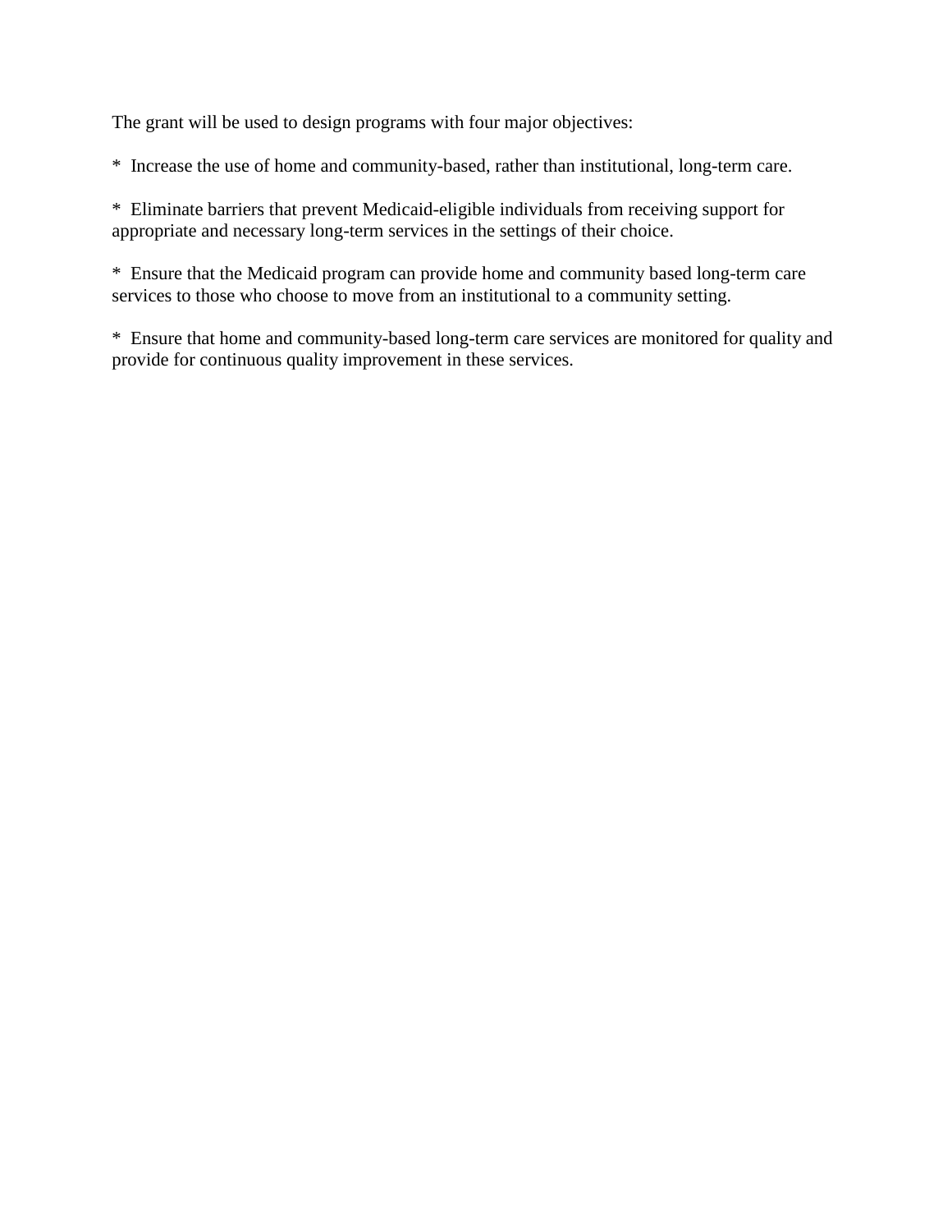The grant will be used to design programs with four major objectives:

*  Increase the use of home and community-based, rather than institutional, long-term care.

*  Eliminate barriers that prevent Medicaid-eligible individuals from receiving support for appropriate and necessary long-term services in the settings of their choice.

*  Ensure that the Medicaid program can provide home and community based long-term care services to those who choose to move from an institutional to a community setting.

*  Ensure that home and community-based long-term care services are monitored for quality and provide for continuous quality improvement in these services.